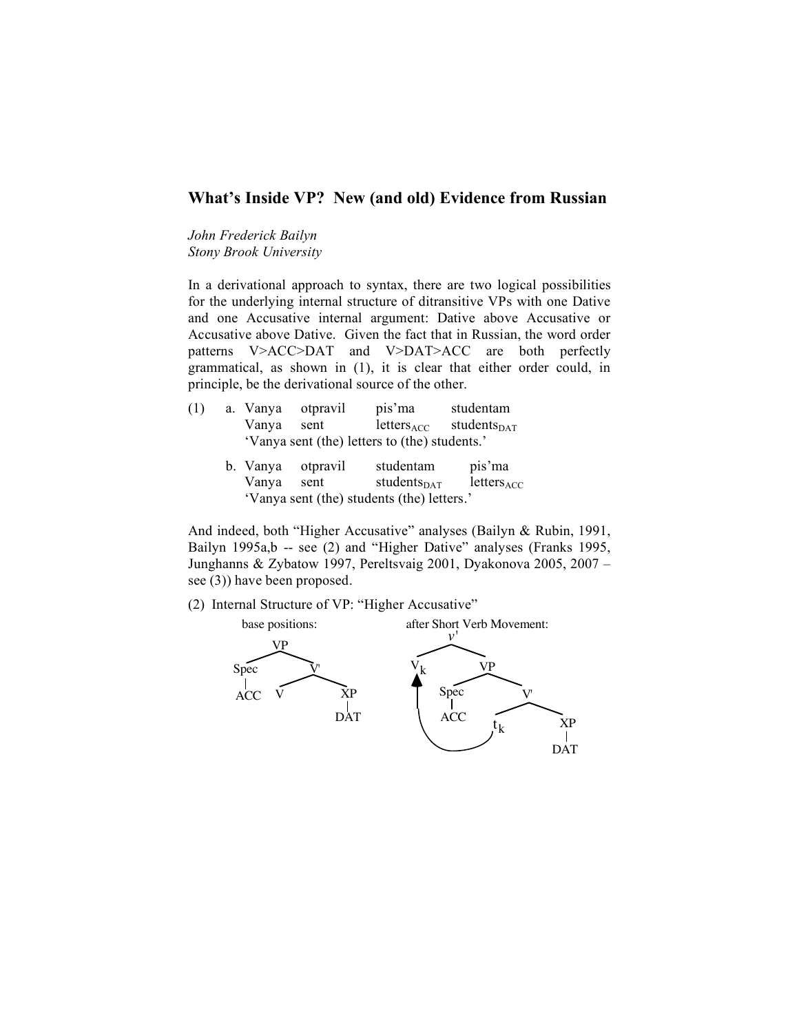# What's Inside VP? New (and old) Evidence from Russian

*John Frederick Bailyn*
*Stony Brook University*

In a derivational approach to syntax, there are two logical possibilities for the underlying internal structure of ditransitive VPs with one Dative and one Accusative internal argument: Dative above Accusative or Accusative above Dative. Given the fact that in Russian, the word order patterns V>ACC>DAT and V>DAT>ACC are both perfectly grammatical, as shown in (1), it is clear that either order could, in principle, be the derivational source of the other.

(1) a. Vanya otpravil pis'ma studentam
   Vanya sent $\text{letters}_{\text{ACC}}$ $\text{students}_{\text{DAT}}$
   'Vanya sent (the) letters to (the) students.'

   b. Vanya otpravil studentam pis'ma
   Vanya sent $\text{students}_{\text{DAT}}$ $\text{letters}_{\text{ACC}}$
   'Vanya sent (the) students (the) letters.'

And indeed, both "Higher Accusative" analyses (Bailyn & Rubin, 1991, Bailyn 1995a,b -- see (2) and "Higher Dative" analyses (Franks 1995, Junghanns & Zybatow 1997, Pereltsvaig 2001, Dyakonova 2005, 2007 – see (3)) have been proposed.

(2) Internal Structure of VP: "Higher Accusative"

base positions:

```
        VP
       /  \
    Spec   V'
     |    /  \
    ACC  V    XP
              |
             DAT
```

after Short Verb Movement:

```
        v'
       /  \
     V_k   VP
     ^    /  \
     |  Spec   V'
     |   |    /  \
     |  ACC  t_k  XP
     |________|    |
                  DAT
```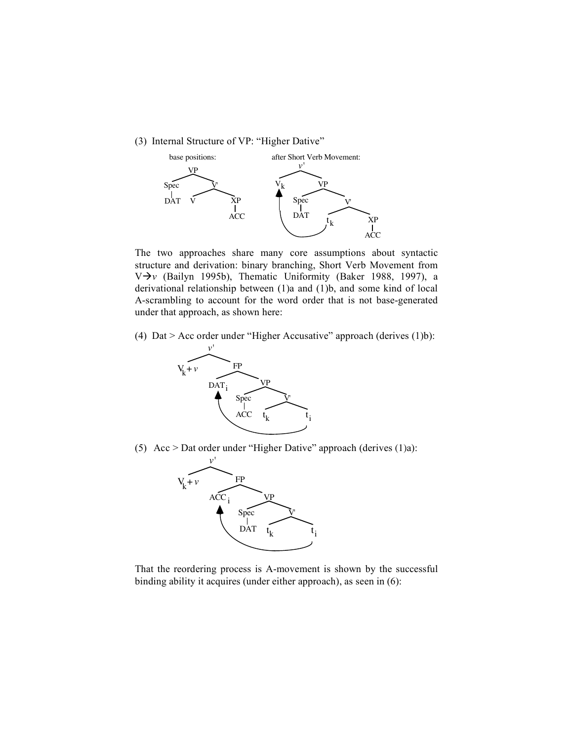(3) Internal Structure of VP: "Higher Dative"

base positions:

```
        VP
       /  \
   Spec    V'
    |     /  \
   DAT   V    XP
              |
             ACC
```

after Short Verb Movement:

```
        v'
       /  \
     V_k   VP
          /  \
      Spec    V'
       |     /  \
      DAT  t_k   XP
                 |
                ACC
```

The two approaches share many core assumptions about syntactic structure and derivation: binary branching, Short Verb Movement from V→*v* (Bailyn 1995b), Thematic Uniformity (Baker 1988, 1997), a derivational relationship between (1)a and (1)b, and some kind of local A-scrambling to account for the word order that is not base-generated under that approach, as shown here:

(4) Dat > Acc order under "Higher Accusative" approach (derives (1)b):

```
        v'
       /  \
  V_k + v   FP
           /  \
        DAT_i   VP
               /  \
           Spec    V'
            |     /  \
           ACC  t_k   t_i
```

(5) Acc > Dat order under "Higher Dative" approach (derives (1)a):

```
        v'
       /  \
  V_k + v   FP
           /  \
        ACC_i   VP
               /  \
           Spec    V'
            |     /  \
           DAT  t_k   t_i
```

That the reordering process is A-movement is shown by the successful binding ability it acquires (under either approach), as seen in (6):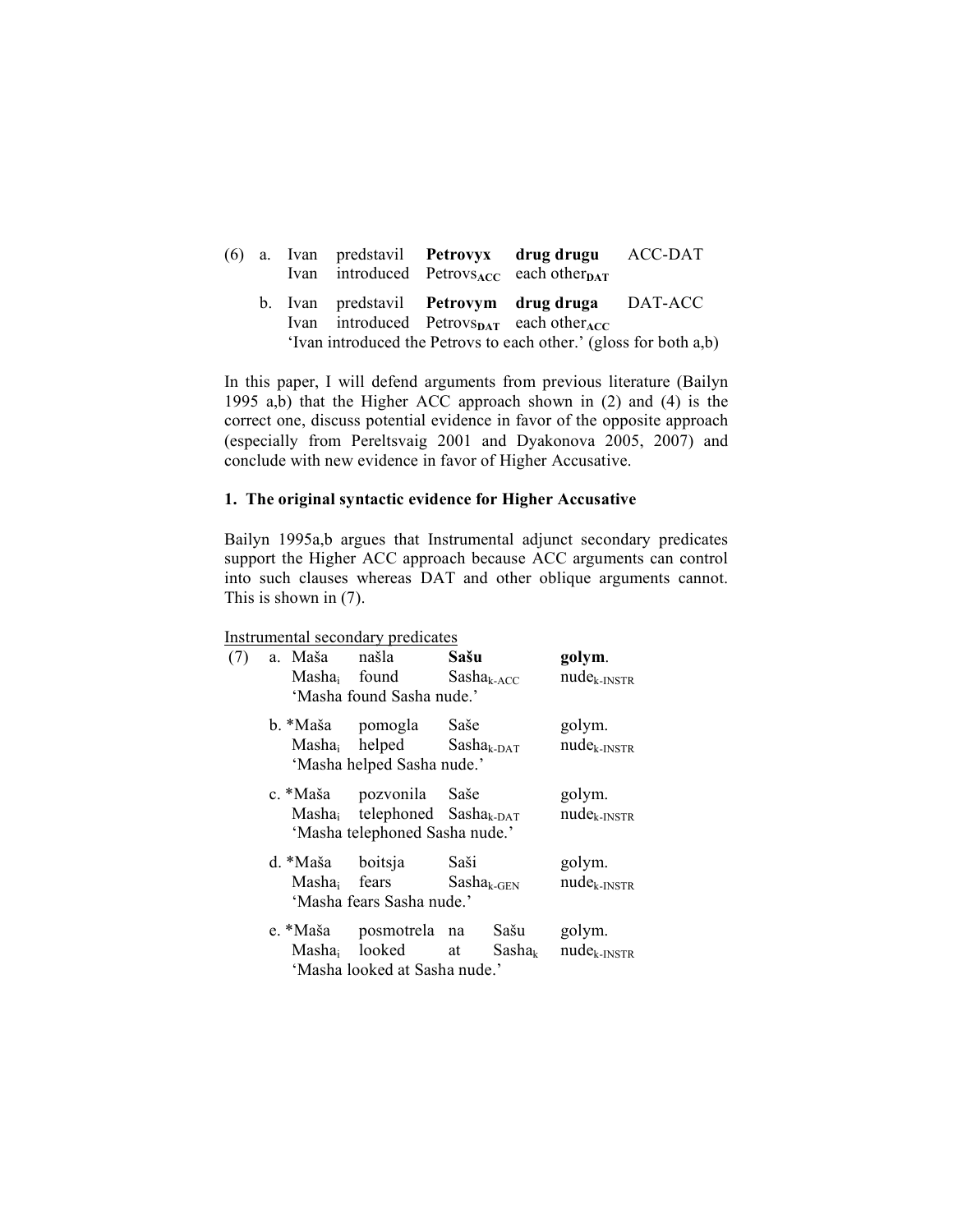(6) a. Ivan predstavil **Petrovyx** **drug drugu** ACC-DAT
Ivan introduced Petrovs$_{\mathbf{ACC}}$ each other$_{\mathbf{DAT}}$

b. Ivan predstavil **Petrovym** **drug druga** DAT-ACC
Ivan introduced Petrovs$_{\mathbf{DAT}}$ each other$_{\mathbf{ACC}}$
'Ivan introduced the Petrovs to each other.' (gloss for both a,b)

In this paper, I will defend arguments from previous literature (Bailyn 1995 a,b) that the Higher ACC approach shown in (2) and (4) is the correct one, discuss potential evidence in favor of the opposite approach (especially from Pereltsvaig 2001 and Dyakonova 2005, 2007) and conclude with new evidence in favor of Higher Accusative.

## 1. The original syntactic evidence for Higher Accusative

Bailyn 1995a,b argues that Instrumental adjunct secondary predicates support the Higher ACC approach because ACC arguments can control into such clauses whereas DAT and other oblique arguments cannot. This is shown in (7).

Instrumental secondary predicates

(7) a. Maša našla **Sašu** **golym**.
Masha$_{i}$ found Sasha$_{k\text{-ACC}}$ nude$_{k\text{-INSTR}}$
'Masha found Sasha nude.'

b. *Maša pomogla Saše golym.
Masha$_{i}$ helped Sasha$_{k\text{-DAT}}$ nude$_{k\text{-INSTR}}$
'Masha helped Sasha nude.'

c. *Maša pozvonila Saše golym.
Masha$_{i}$ telephoned Sasha$_{k\text{-DAT}}$ nude$_{k\text{-INSTR}}$
'Masha telephoned Sasha nude.'

d. *Maša boitsja Saši golym.
Masha$_{i}$ fears Sasha$_{k\text{-GEN}}$ nude$_{k\text{-INSTR}}$
'Masha fears Sasha nude.'

e. *Maša posmotrela na Sašu golym.
Masha$_{i}$ looked at Sasha$_{k}$ nude$_{k\text{-INSTR}}$
'Masha looked at Sasha nude.'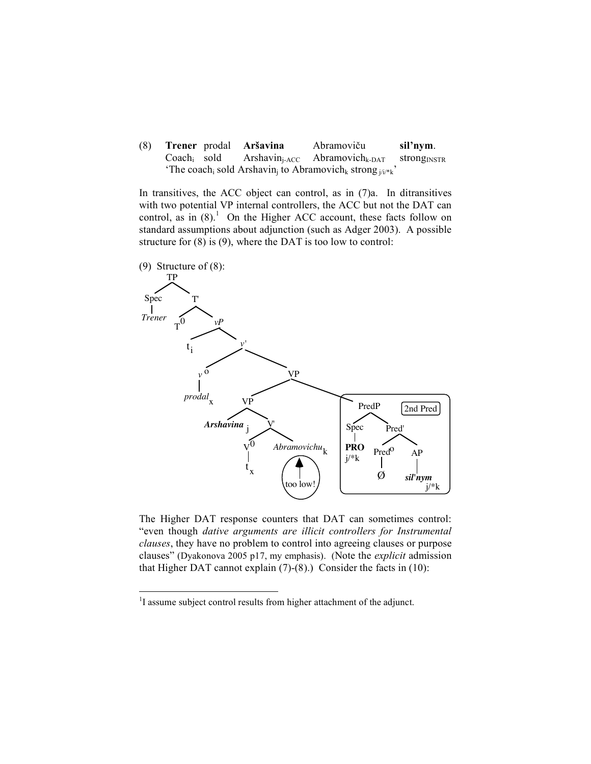(8) **Trener** prodal **Aršavina** Abramoviču **sil'nym**.
 Coach$_i$ sold Arshavin$_{j\text{-ACC}}$ Abramovich$_{k\text{-DAT}}$ strong$_{\text{INSTR}}$
 'The coach$_i$ sold Arshavin$_j$ to Abramovich$_k$ strong$_{j/i/*k}$'

In transitives, the ACC object can control, as in (7)a. In ditransitives with two potential VP internal controllers, the ACC but not the DAT can control, as in (8).[1] On the Higher ACC account, these facts follow on standard assumptions about adjunction (such as Adger 2003). A possible structure for (8) is (9), where the DAT is too low to control:

(9) Structure of (8):

```
[TP [Spec Trener]
    [T' T0
        [vP t_i
            [v' [v0 prodal_x]
                [VP [VP [Arshavina_j]
                        [V' [V0 t_x]
                            [Abramovichu_k]]]      <- too low!
                    [PredP (2nd Pred)
                        [Spec PRO_j/*k]
                        [Pred' [Pred0 Ø]
                               [AP sil'nym_j/*k]]]]]]]]
```

The Higher DAT response counters that DAT can sometimes control: "even though *dative arguments are illicit controllers for Instrumental clauses*, they have no problem to control into agreeing clauses or purpose clauses" (Dyakonova 2005 p17, my emphasis). (Note the *explicit* admission that Higher DAT cannot explain (7)-(8).) Consider the facts in (10):

[1] I assume subject control results from higher attachment of the adjunct.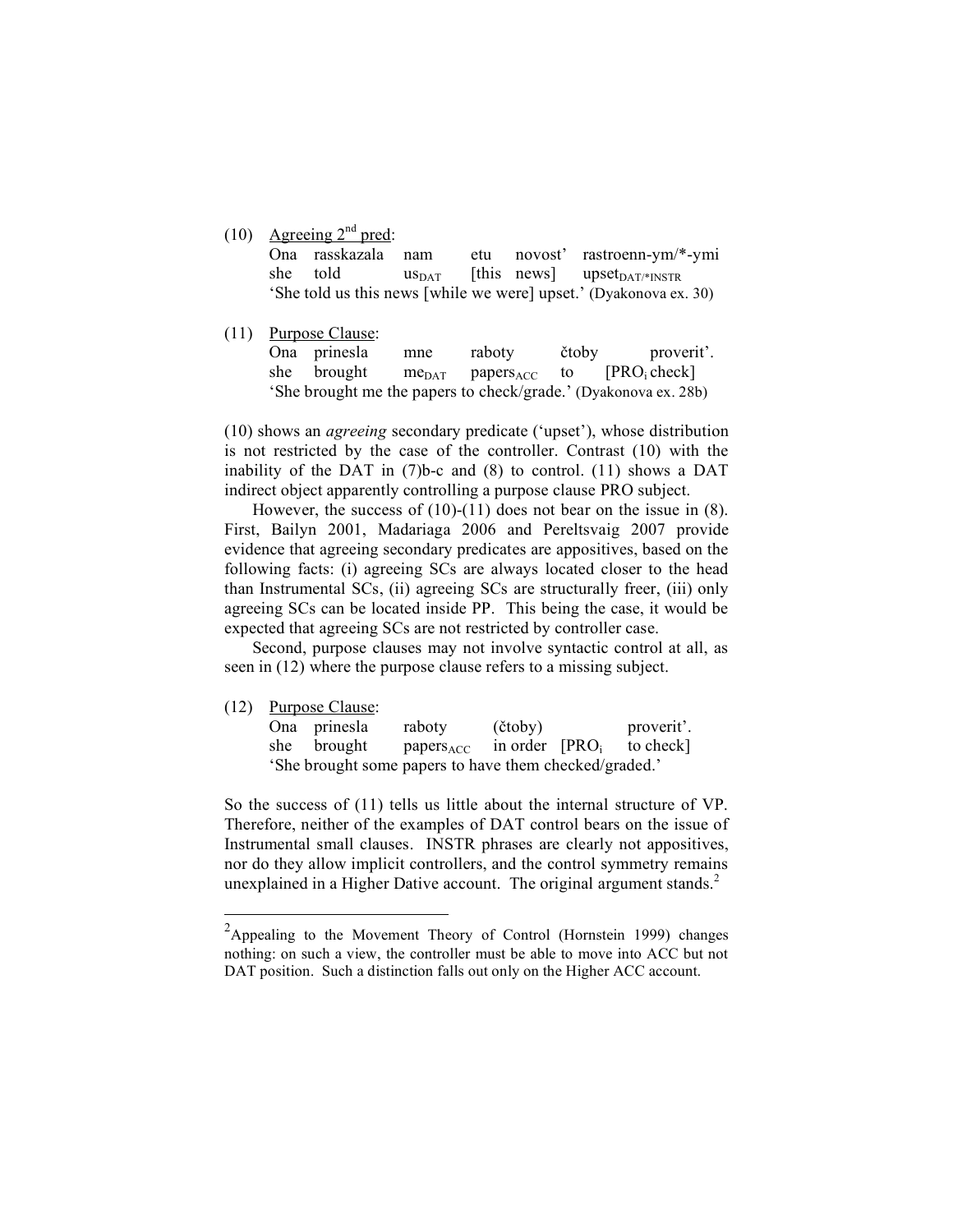(10) Agreeing 2[nd] pred:

| | | | | | |
|---|---|---|---|---|---|
| Ona | rasskazala | nam | etu | novost' | rastroenn-ym/*-ymi |
| she | told | us$_{DAT}$ | [this | news] | upset$_{DAT/*INSTR}$ |

'She told us this news [while we were] upset.' (Dyakonova ex. 30)

(11) Purpose Clause:

| | | | | | |
|---|---|---|---|---|---|
| Ona | prinesla | mne | raboty | čtoby | proverit'. |
| she | brought | me$_{DAT}$ | papers$_{ACC}$ | to | [PRO$_i$ check] |

'She brought me the papers to check/grade.' (Dyakonova ex. 28b)

(10) shows an *agreeing* secondary predicate ('upset'), whose distribution is not restricted by the case of the controller. Contrast (10) with the inability of the DAT in (7)b-c and (8) to control. (11) shows a DAT indirect object apparently controlling a purpose clause PRO subject.

However, the success of (10)-(11) does not bear on the issue in (8). First, Bailyn 2001, Madariaga 2006 and Pereltsvaig 2007 provide evidence that agreeing secondary predicates are appositives, based on the following facts: (i) agreeing SCs are always located closer to the head than Instrumental SCs, (ii) agreeing SCs are structurally freer, (iii) only agreeing SCs can be located inside PP. This being the case, it would be expected that agreeing SCs are not restricted by controller case.

Second, purpose clauses may not involve syntactic control at all, as seen in (12) where the purpose clause refers to a missing subject.

(12) Purpose Clause:

| | | | | | |
|---|---|---|---|---|---|
| Ona | prinesla | raboty | (čtoby) | | proverit'. |
| she | brought | papers$_{ACC}$ | in order | [PRO$_i$ | to check] |

'She brought some papers to have them checked/graded.'

So the success of (11) tells us little about the internal structure of VP. Therefore, neither of the examples of DAT control bears on the issue of Instrumental small clauses. INSTR phrases are clearly not appositives, nor do they allow implicit controllers, and the control symmetry remains unexplained in a Higher Dative account. The original argument stands.[2]

---

[2]Appealing to the Movement Theory of Control (Hornstein 1999) changes nothing: on such a view, the controller must be able to move into ACC but not DAT position. Such a distinction falls out only on the Higher ACC account.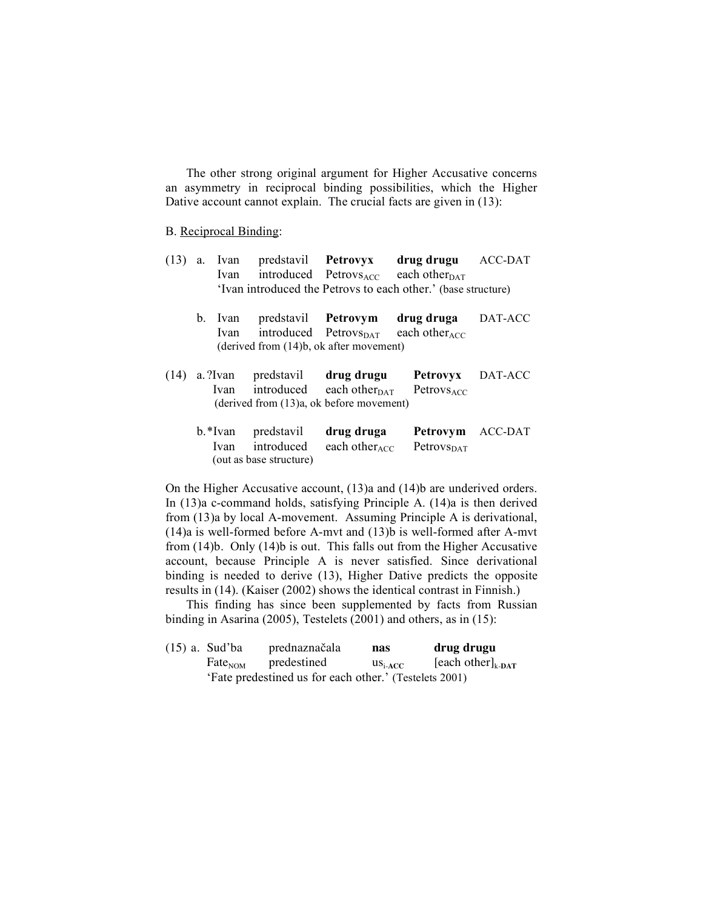The other strong original argument for Higher Accusative concerns an asymmetry in reciprocal binding possibilities, which the Higher Dative account cannot explain. The crucial facts are given in (13):

B. Reciprocal Binding:

(13) a. Ivan predstavil **Petrovyx** **drug drugu** ACC-DAT
Ivan introduced $\text{Petrovs}_{\text{ACC}}$ each $\text{other}_{\text{DAT}}$
'Ivan introduced the Petrovs to each other.' (base structure)

b. Ivan predstavil **Petrovym** **drug druga** DAT-ACC
Ivan introduced $\text{Petrovs}_{\text{DAT}}$ each $\text{other}_{\text{ACC}}$
(derived from (14)b, ok after movement)

(14) a. ?Ivan predstavil **drug drugu** **Petrovyx** DAT-ACC
Ivan introduced each $\text{other}_{\text{DAT}}$ $\text{Petrovs}_{\text{ACC}}$
(derived from (13)a, ok before movement)

b. *Ivan predstavil **drug druga** **Petrovym** ACC-DAT
Ivan introduced each $\text{other}_{\text{ACC}}$ $\text{Petrovs}_{\text{DAT}}$
(out as base structure)

On the Higher Accusative account, (13)a and (14)b are underived orders. In (13)a c-command holds, satisfying Principle A. (14)a is then derived from (13)a by local A-movement. Assuming Principle A is derivational, (14)a is well-formed before A-mvt and (13)b is well-formed after A-mvt from (14)b. Only (14)b is out. This falls out from the Higher Accusative account, because Principle A is never satisfied. Since derivational binding is needed to derive (13), Higher Dative predicts the opposite results in (14). (Kaiser (2002) shows the identical contrast in Finnish.)

This finding has since been supplemented by facts from Russian binding in Asarina (2005), Testelets (2001) and others, as in (15):

(15) a. Sud'ba prednaznačala **nas** **drug drugu**
$\text{Fate}_{\text{NOM}}$ predestined $\text{us}_{\text{i-}\mathbf{ACC}}$ $[\text{each other}]_{\text{k-}\mathbf{DAT}}$
'Fate predestined us for each other.' (Testelets 2001)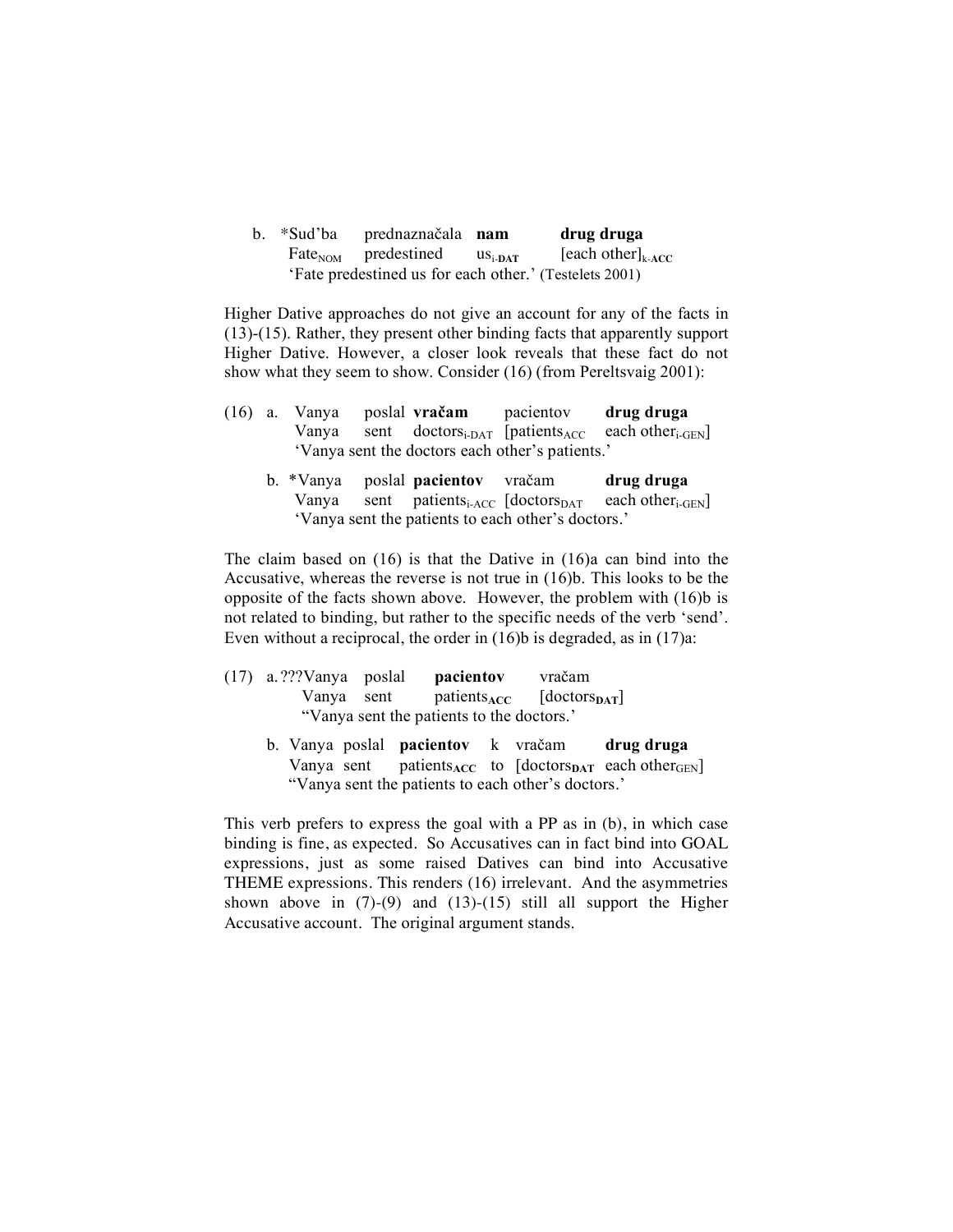b. *Sud'ba **prednaznačala** **nam** **drug druga**
   $\text{Fate}_{\text{NOM}}$ predestined $\text{us}_{\text{i-}\mathbf{DAT}}$ $[\text{each other}]_{\text{k-}\mathbf{ACC}}$
   'Fate predestined us for each other.' (Testelets 2001)

Higher Dative approaches do not give an account for any of the facts in (13)-(15). Rather, they present other binding facts that apparently support Higher Dative. However, a closer look reveals that these fact do not show what they seem to show. Consider (16) (from Pereltsvaig 2001):

(16) a. Vanya poslal **vračam** pacientov **drug druga**
   Vanya sent $\text{doctors}_{\text{i-DAT}}$ $[\text{patients}_{\text{ACC}}$ $\text{each other}_{\text{i-GEN}}]$
   'Vanya sent the doctors each other's patients.'

b. *Vanya poslal **pacientov** vračam **drug druga**
   Vanya sent $\text{patients}_{\text{i-ACC}}$ $[\text{doctors}_{\text{DAT}}$ $\text{each other}_{\text{i-GEN}}]$
   'Vanya sent the patients to each other's doctors.'

The claim based on (16) is that the Dative in (16)a can bind into the Accusative, whereas the reverse is not true in (16)b. This looks to be the opposite of the facts shown above. However, the problem with (16)b is not related to binding, but rather to the specific needs of the verb 'send'. Even without a reciprocal, the order in (16)b is degraded, as in (17)a:

(17) a. ???Vanya poslal **pacientov** vračam
   Vanya sent $\text{patients}_{\mathbf{ACC}}$ $[\text{doctors}_{\mathbf{DAT}}]$
   "Vanya sent the patients to the doctors.'

b. Vanya poslal **pacientov** k vračam **drug druga**
   Vanya sent $\text{patients}_{\mathbf{ACC}}$ to $[\text{doctors}_{\mathbf{DAT}}$ $\text{each other}_{\text{GEN}}]$
   "Vanya sent the patients to each other's doctors.'

This verb prefers to express the goal with a PP as in (b), in which case binding is fine, as expected. So Accusatives can in fact bind into GOAL expressions, just as some raised Datives can bind into Accusative THEME expressions. This renders (16) irrelevant. And the asymmetries shown above in (7)-(9) and (13)-(15) still all support the Higher Accusative account. The original argument stands.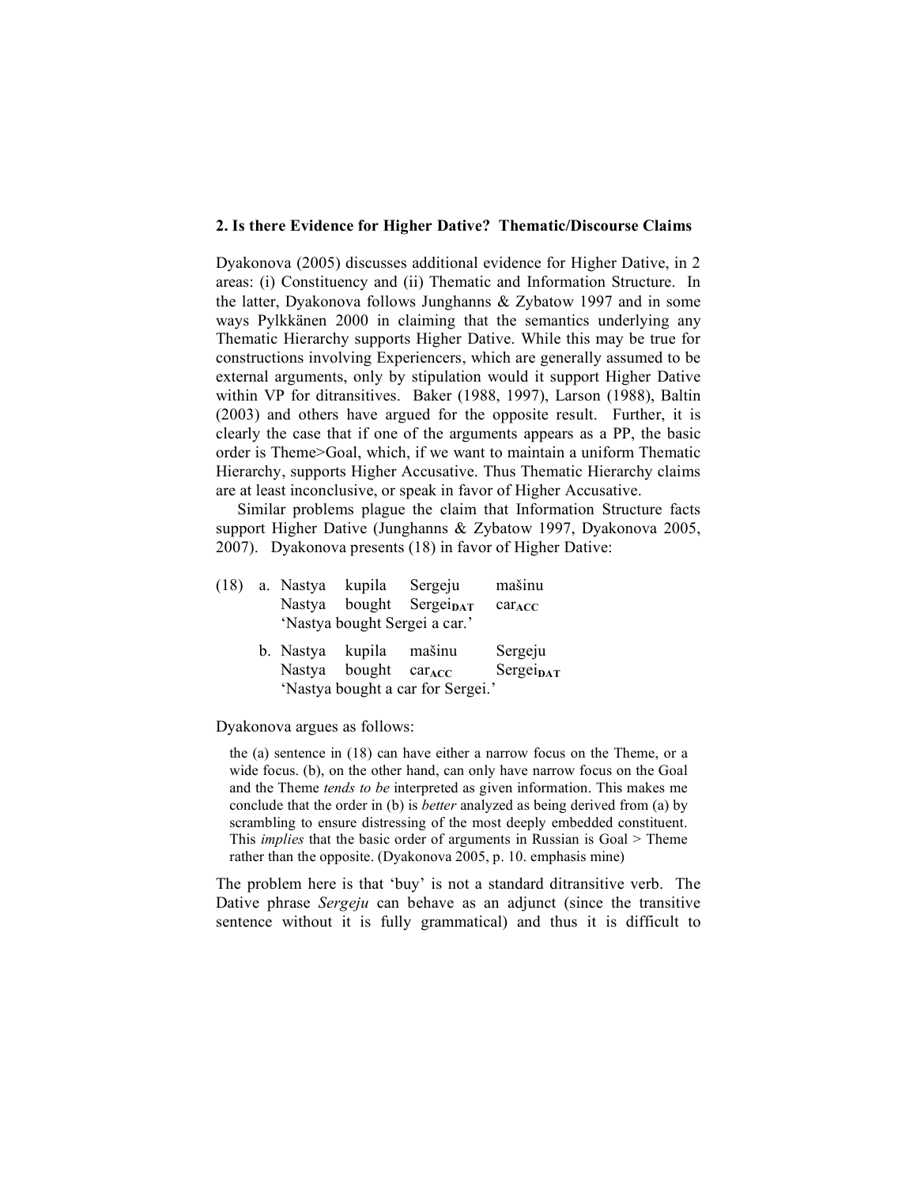## 2. Is there Evidence for Higher Dative? Thematic/Discourse Claims

Dyakonova (2005) discusses additional evidence for Higher Dative, in 2 areas: (i) Constituency and (ii) Thematic and Information Structure. In the latter, Dyakonova follows Junghanns & Zybatow 1997 and in some ways Pylkkänen 2000 in claiming that the semantics underlying any Thematic Hierarchy supports Higher Dative. While this may be true for constructions involving Experiencers, which are generally assumed to be external arguments, only by stipulation would it support Higher Dative within VP for ditransitives. Baker (1988, 1997), Larson (1988), Baltin (2003) and others have argued for the opposite result. Further, it is clearly the case that if one of the arguments appears as a PP, the basic order is Theme>Goal, which, if we want to maintain a uniform Thematic Hierarchy, supports Higher Accusative. Thus Thematic Hierarchy claims are at least inconclusive, or speak in favor of Higher Accusative.

Similar problems plague the claim that Information Structure facts support Higher Dative (Junghanns & Zybatow 1997, Dyakonova 2005, 2007). Dyakonova presents (18) in favor of Higher Dative:

(18) a. Nastya kupila Sergeju mašinu
Nastya bought Sergei**DAT** car**ACC**
'Nastya bought Sergei a car.'

b. Nastya kupila mašinu Sergeju
Nastya bought car**ACC** Sergei**DAT**
'Nastya bought a car for Sergei.'

Dyakonova argues as follows:

> the (a) sentence in (18) can have either a narrow focus on the Theme, or a wide focus. (b), on the other hand, can only have narrow focus on the Goal and the Theme *tends to be* interpreted as given information. This makes me conclude that the order in (b) is *better* analyzed as being derived from (a) by scrambling to ensure distressing of the most deeply embedded constituent. This *implies* that the basic order of arguments in Russian is Goal > Theme rather than the opposite. (Dyakonova 2005, p. 10. emphasis mine)

The problem here is that 'buy' is not a standard ditransitive verb. The Dative phrase *Sergeju* can behave as an adjunct (since the transitive sentence without it is fully grammatical) and thus it is difficult to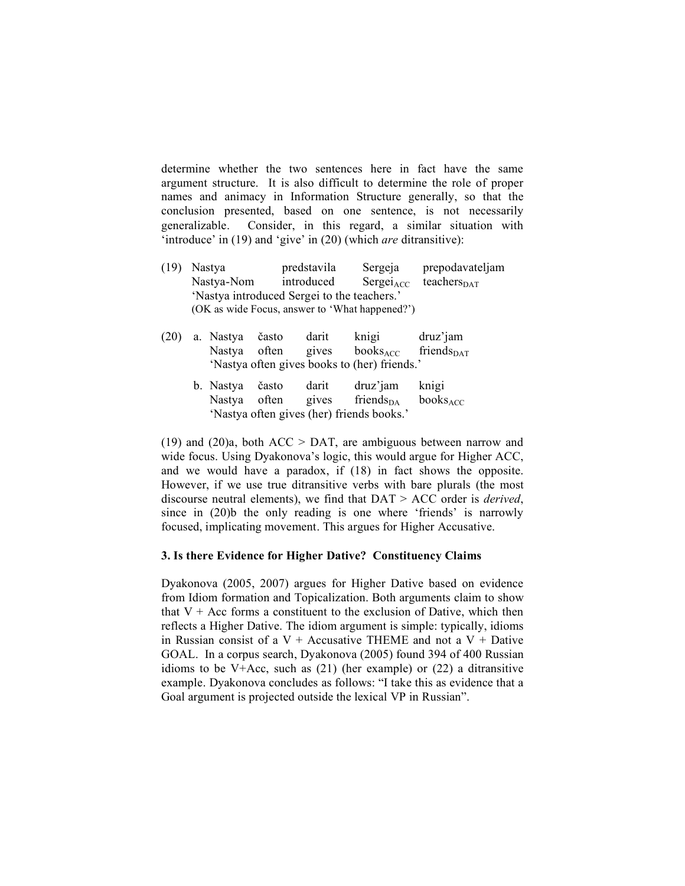determine whether the two sentences here in fact have the same argument structure. It is also difficult to determine the role of proper names and animacy in Information Structure generally, so that the conclusion presented, based on one sentence, is not necessarily generalizable. Consider, in this regard, a similar situation with 'introduce' in (19) and 'give' in (20) (which *are* ditransitive):

(19) Nastya predstavila Sergeja prepodavateljam
Nastya-Nom introduced $\text{Sergei}_{\text{ACC}}$ $\text{teachers}_{\text{DAT}}$
'Nastya introduced Sergei to the teachers.'
(OK as wide Focus, answer to 'What happened?')

(20) a. Nastya často darit knigi druz'jam
Nastya often gives $\text{books}_{\text{ACC}}$ $\text{friends}_{\text{DAT}}$
'Nastya often gives books to (her) friends.'

b. Nastya často darit druz'jam knigi
Nastya often gives $\text{friends}_{\text{DA}}$ $\text{books}_{\text{ACC}}$
'Nastya often gives (her) friends books.'

(19) and (20)a, both ACC > DAT, are ambiguous between narrow and wide focus. Using Dyakonova's logic, this would argue for Higher ACC, and we would have a paradox, if (18) in fact shows the opposite. However, if we use true ditransitive verbs with bare plurals (the most discourse neutral elements), we find that DAT > ACC order is *derived*, since in (20)b the only reading is one where 'friends' is narrowly focused, implicating movement. This argues for Higher Accusative.

### 3. Is there Evidence for Higher Dative? Constituency Claims

Dyakonova (2005, 2007) argues for Higher Dative based on evidence from Idiom formation and Topicalization. Both arguments claim to show that V + Acc forms a constituent to the exclusion of Dative, which then reflects a Higher Dative. The idiom argument is simple: typically, idioms in Russian consist of a V + Accusative THEME and not a V + Dative GOAL. In a corpus search, Dyakonova (2005) found 394 of 400 Russian idioms to be V+Acc, such as (21) (her example) or (22) a ditransitive example. Dyakonova concludes as follows: "I take this as evidence that a Goal argument is projected outside the lexical VP in Russian".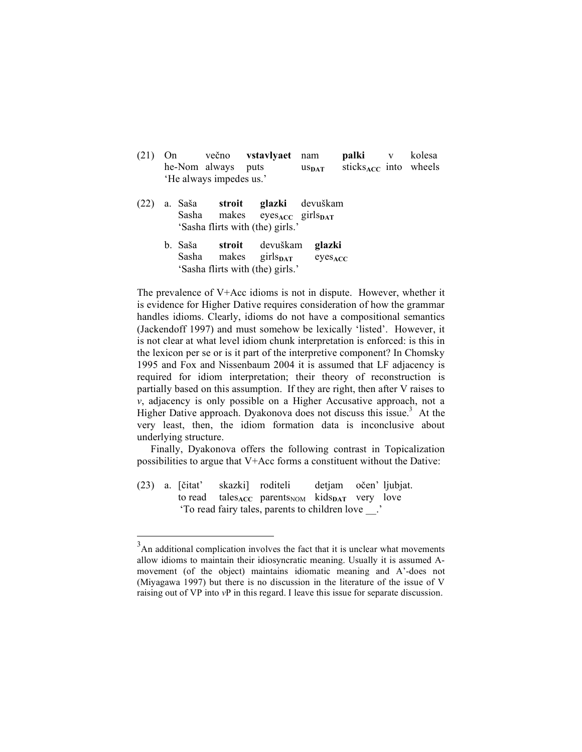(21) On večno **vstavlyaet** nam **palki** v kolesa
he-Nom always puts $us_{DAT}$ $sticks_{ACC}$ into wheels
'He always impedes us.'

(22) a. Saša **stroit** **glazki** devuškam
Sasha makes $eyes_{ACC}$ $girls_{DAT}$
'Sasha flirts with (the) girls.'

b. Saša **stroit** devuškam **glazki**
Sasha makes $girls_{DAT}$ $eyes_{ACC}$
'Sasha flirts with (the) girls.'

The prevalence of V+Acc idioms is not in dispute. However, whether it is evidence for Higher Dative requires consideration of how the grammar handles idioms. Clearly, idioms do not have a compositional semantics (Jackendoff 1997) and must somehow be lexically 'listed'. However, it is not clear at what level idiom chunk interpretation is enforced: is this in the lexicon per se or is it part of the interpretive component? In Chomsky 1995 and Fox and Nissenbaum 2004 it is assumed that LF adjacency is required for idiom interpretation; their theory of reconstruction is partially based on this assumption. If they are right, then after V raises to *v*, adjacency is only possible on a Higher Accusative approach, not a Higher Dative approach. Dyakonova does not discuss this issue.[3] At the very least, then, the idiom formation data is inconclusive about underlying structure.

Finally, Dyakonova offers the following contrast in Topicalization possibilities to argue that V+Acc forms a constituent without the Dative:

(23) a. [čitat' skazki] roditeli detjam očen' ljubjat.
to read $tales_{ACC}$ $parents_{NOM}$ $kids_{DAT}$ very love
'To read fairy tales, parents to children love __.'

---

[3] An additional complication involves the fact that it is unclear what movements allow idioms to maintain their idiosyncratic meaning. Usually it is assumed A-movement (of the object) maintains idiomatic meaning and A'-does not (Miyagawa 1997) but there is no discussion in the literature of the issue of V raising out of VP into *v*P in this regard. I leave this issue for separate discussion.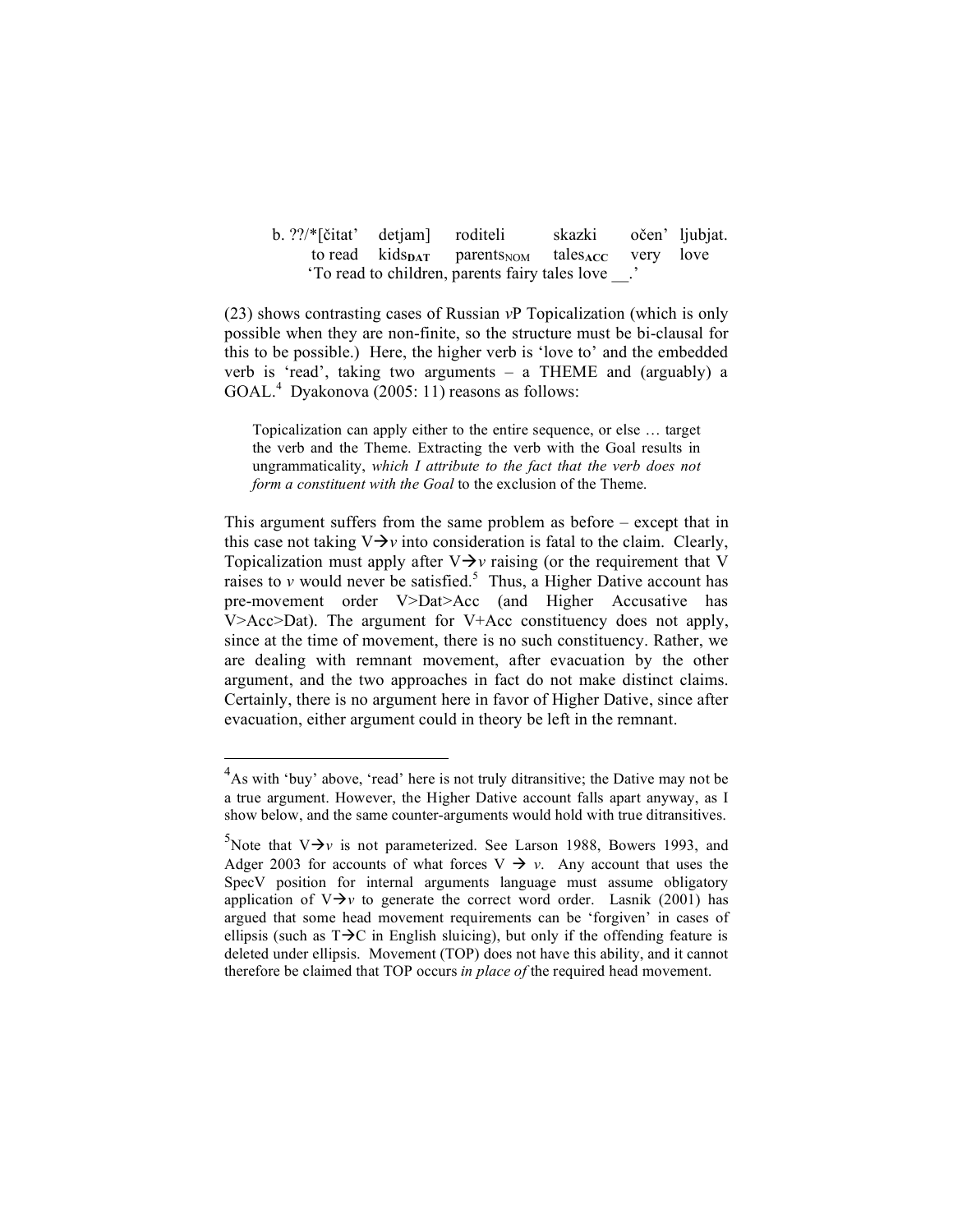b. ??/*[čitat' detjam] roditeli skazki očen' ljubjat.
   to read kids**DAT** parents$_{NOM}$ tales**ACC** very love
   'To read to children, parents fairy tales love __.'

(23) shows contrasting cases of Russian *v*P Topicalization (which is only possible when they are non-finite, so the structure must be bi-clausal for this to be possible.) Here, the higher verb is 'love to' and the embedded verb is 'read', taking two arguments – a THEME and (arguably) a GOAL.[4] Dyakonova (2005: 11) reasons as follows:

> Topicalization can apply either to the entire sequence, or else … target the verb and the Theme. Extracting the verb with the Goal results in ungrammaticality, *which I attribute to the fact that the verb does not form a constituent with the Goal* to the exclusion of the Theme.

This argument suffers from the same problem as before – except that in this case not taking V→*v* into consideration is fatal to the claim. Clearly, Topicalization must apply after V→*v* raising (or the requirement that V raises to *v* would never be satisfied.[5] Thus, a Higher Dative account has pre-movement order V>Dat>Acc (and Higher Accusative has V>Acc>Dat). The argument for V+Acc constituency does not apply, since at the time of movement, there is no such constituency. Rather, we are dealing with remnant movement, after evacuation by the other argument, and the two approaches in fact do not make distinct claims. Certainly, there is no argument here in favor of Higher Dative, since after evacuation, either argument could in theory be left in the remnant.

---

[4]As with 'buy' above, 'read' here is not truly ditransitive; the Dative may not be a true argument. However, the Higher Dative account falls apart anyway, as I show below, and the same counter-arguments would hold with true ditransitives.

[5]Note that V→*v* is not parameterized. See Larson 1988, Bowers 1993, and Adger 2003 for accounts of what forces V → *v*. Any account that uses the SpecV position for internal arguments language must assume obligatory application of V→*v* to generate the correct word order. Lasnik (2001) has argued that some head movement requirements can be 'forgiven' in cases of ellipsis (such as T→C in English sluicing), but only if the offending feature is deleted under ellipsis. Movement (TOP) does not have this ability, and it cannot therefore be claimed that TOP occurs *in place of* the required head movement.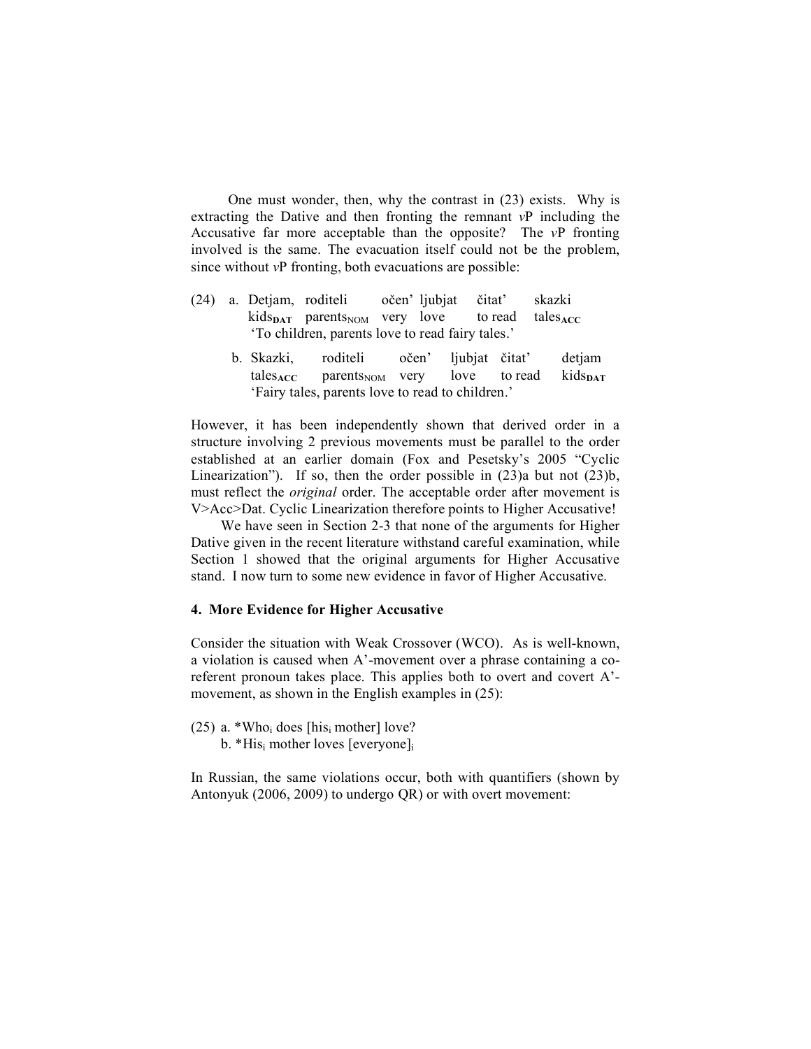One must wonder, then, why the contrast in (23) exists. Why is extracting the Dative and then fronting the remnant *v*P including the Accusative far more acceptable than the opposite? The *v*P fronting involved is the same. The evacuation itself could not be the problem, since without *v*P fronting, both evacuations are possible:

(24) a. Detjam, roditeli očen' ljubjat čitat' skazki
kids$_{\mathbf{DAT}}$ parents$_{\mathrm{NOM}}$ very love to read tales$_{\mathbf{ACC}}$
'To children, parents love to read fairy tales.'

b. Skazki, roditeli očen' ljubjat čitat' detjam
tales$_{\mathbf{ACC}}$ parents$_{\mathrm{NOM}}$ very love to read kids$_{\mathbf{DAT}}$
'Fairy tales, parents love to read to children.'

However, it has been independently shown that derived order in a structure involving 2 previous movements must be parallel to the order established at an earlier domain (Fox and Pesetsky's 2005 "Cyclic Linearization"). If so, then the order possible in (23)a but not (23)b, must reflect the *original* order. The acceptable order after movement is V>Acc>Dat. Cyclic Linearization therefore points to Higher Accusative!

We have seen in Section 2-3 that none of the arguments for Higher Dative given in the recent literature withstand careful examination, while Section 1 showed that the original arguments for Higher Accusative stand. I now turn to some new evidence in favor of Higher Accusative.

## 4. More Evidence for Higher Accusative

Consider the situation with Weak Crossover (WCO). As is well-known, a violation is caused when A'-movement over a phrase containing a co-referent pronoun takes place. This applies both to overt and covert A'-movement, as shown in the English examples in (25):

(25) a. *Who$_i$ does [his$_i$ mother] love?
b. *His$_i$ mother loves [everyone]$_i$

In Russian, the same violations occur, both with quantifiers (shown by Antonyuk (2006, 2009) to undergo QR) or with overt movement: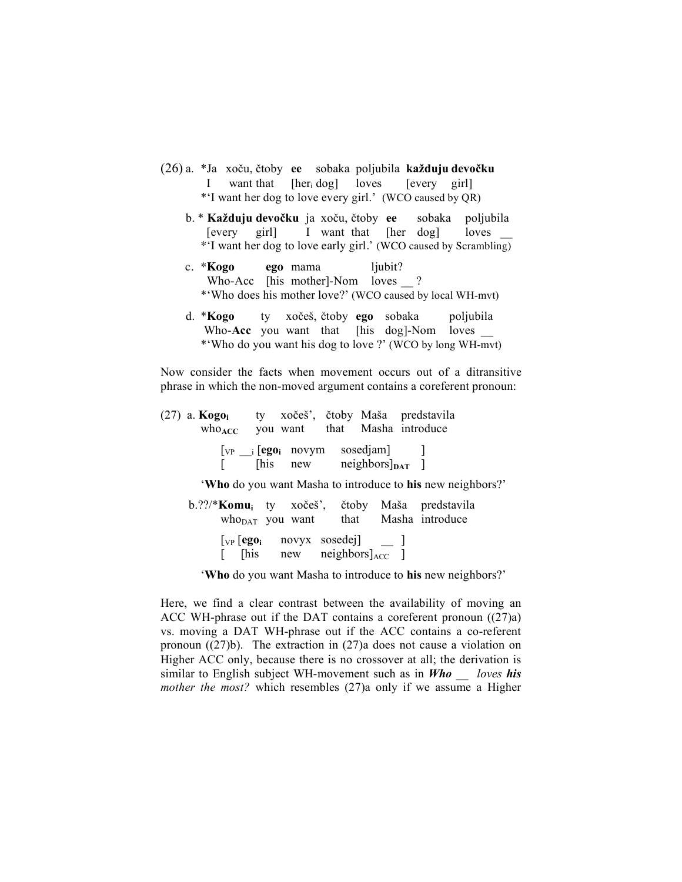(26) a. *Ja xoču, čtoby **ee** sobaka poljubila **každuju devočku**
I want that [her$_i$ dog] loves [every girl]
*'I want her dog to love every girl.' (WCO caused by QR)

b. * **Každuju devočku** ja xoču, čtoby **ee** sobaka poljubila
[every girl] I want that [her dog] loves __
*'I want her dog to love early girl.' (WCO caused by Scrambling)

c. ***Kogo** **ego** mama ljubit?
Who-Acc [his mother]-Nom loves __ ?
*'Who does his mother love?' (WCO caused by local WH-mvt)

d. ***Kogo** ty xočeš, čtoby **ego** sobaka poljubila
Who-**Acc** you want that [his dog]-Nom loves __
*'Who do you want his dog to love ?' (WCO by long WH-mvt)

Now consider the facts when movement occurs out of a ditransitive phrase in which the non-moved argument contains a coreferent pronoun:

(27) a. **Kogo$_i$** ty xočeš', čtoby Maša predstavila
who$_{ACC}$ you want that Masha introduce

[$_{VP}$ __$_i$ [**ego$_i$** novym sosedjam] ]
[ [his new neighbors]$_{DAT}$ ]

'**Who** do you want Masha to introduce to **his** new neighbors?'

b.??/***Komu$_i$** ty xočeš', čtoby Maša predstavila
who$_{DAT}$ you want that Masha introduce

[$_{VP}$ [**ego$_i$** novyx sosedej] __ ]
[ [his new neighbors]$_{ACC}$ ]

'**Who** do you want Masha to introduce to **his** new neighbors?'

Here, we find a clear contrast between the availability of moving an ACC WH-phrase out if the DAT contains a coreferent pronoun ((27)a) vs. moving a DAT WH-phrase out if the ACC contains a co-referent pronoun ((27)b). The extraction in (27)a does not cause a violation on Higher ACC only, because there is no crossover at all; the derivation is similar to English subject WH-movement such as in ***Who** __ loves **his** mother the most?* which resembles (27)a only if we assume a Higher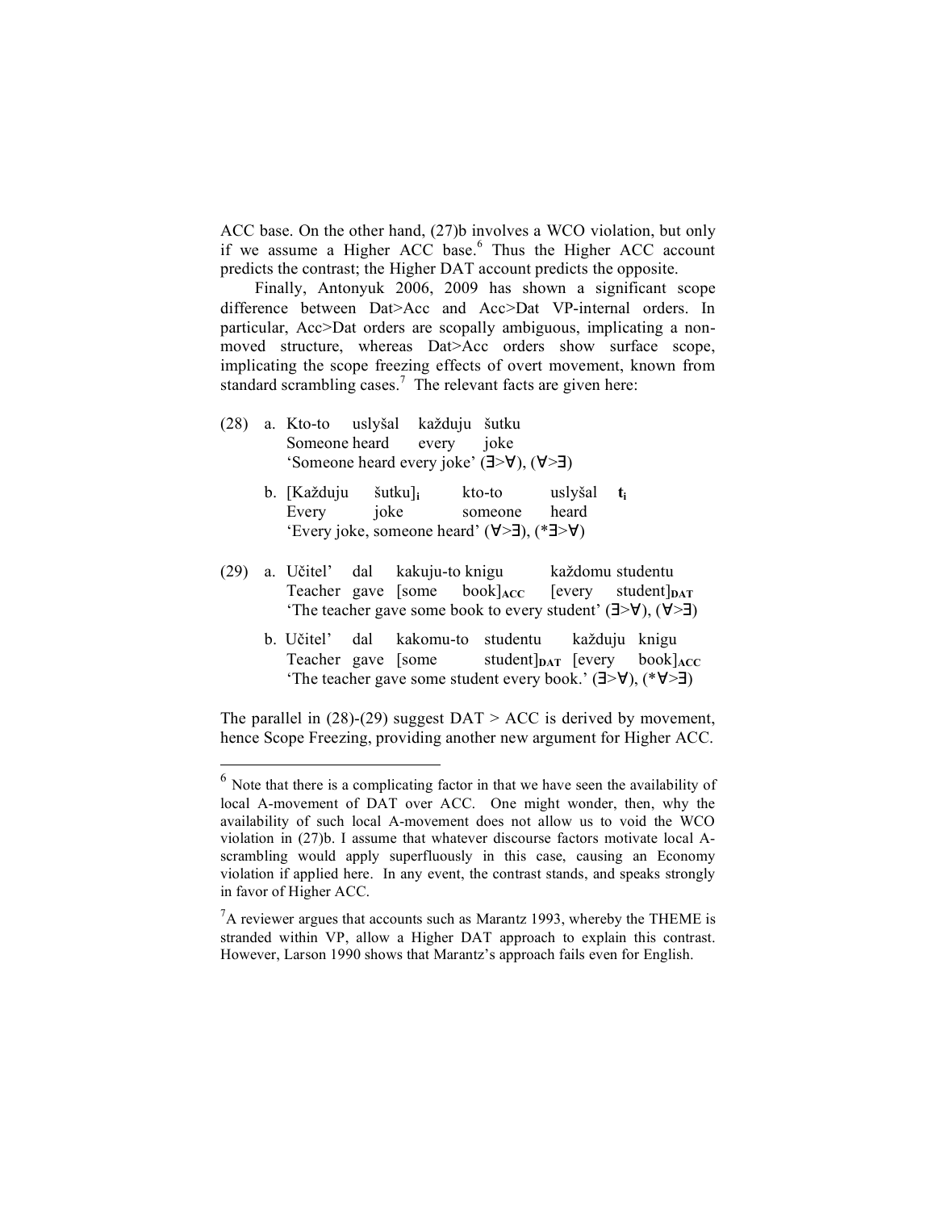ACC base. On the other hand, (27)b involves a WCO violation, but only if we assume a Higher ACC base.[6] Thus the Higher ACC account predicts the contrast; the Higher DAT account predicts the opposite.

Finally, Antonyuk 2006, 2009 has shown a significant scope difference between Dat>Acc and Acc>Dat VP-internal orders. In particular, Acc>Dat orders are scopally ambiguous, implicating a non-moved structure, whereas Dat>Acc orders show surface scope, implicating the scope freezing effects of overt movement, known from standard scrambling cases.[7] The relevant facts are given here:

(28) a. Kto-to uslyšal každuju šutku
Someone heard every joke
'Someone heard every joke' (∃>∀), (∀>∃)

b. [Každuju šutku]$_{i}$ kto-to uslyšal **t$_{i}$**
Every joke someone heard
'Every joke, someone heard' (∀>∃), (*∃>∀)

(29) a. Učitel' dal kakuju-to knigu každomu studentu
Teacher gave [some book]$_{\mathbf{ACC}}$ [every student]$_{\mathbf{DAT}}$
'The teacher gave some book to every student' (∃>∀), (∀>∃)

b. Učitel' dal kakomu-to studentu každuju knigu
Teacher gave [some student]$_{\mathbf{DAT}}$ [every book]$_{\mathbf{ACC}}$
'The teacher gave some student every book.' (∃>∀), (*∀>∃)

The parallel in (28)-(29) suggest DAT > ACC is derived by movement, hence Scope Freezing, providing another new argument for Higher ACC.

---

[6] Note that there is a complicating factor in that we have seen the availability of local A-movement of DAT over ACC. One might wonder, then, why the availability of such local A-movement does not allow us to void the WCO violation in (27)b. I assume that whatever discourse factors motivate local A-scrambling would apply superfluously in this case, causing an Economy violation if applied here. In any event, the contrast stands, and speaks strongly in favor of Higher ACC.

[7] A reviewer argues that accounts such as Marantz 1993, whereby the THEME is stranded within VP, allow a Higher DAT approach to explain this contrast. However, Larson 1990 shows that Marantz's approach fails even for English.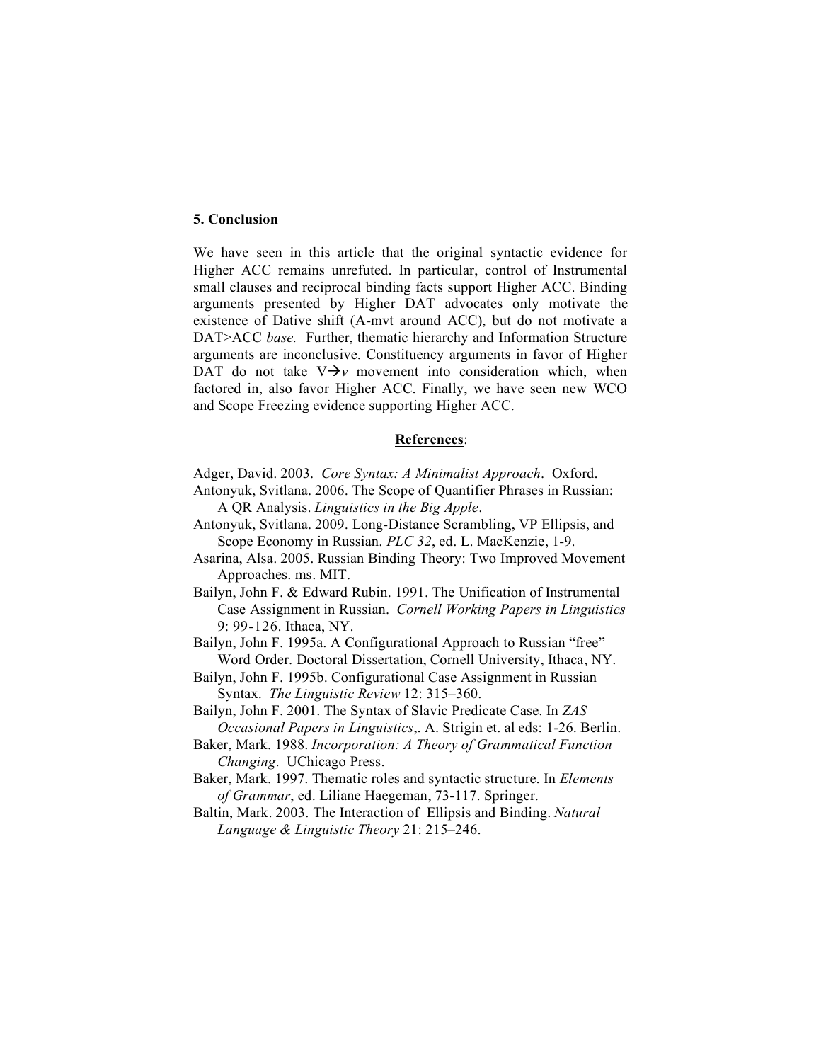### 5. Conclusion

We have seen in this article that the original syntactic evidence for Higher ACC remains unrefuted. In particular, control of Instrumental small clauses and reciprocal binding facts support Higher ACC. Binding arguments presented by Higher DAT advocates only motivate the existence of Dative shift (A-mvt around ACC), but do not motivate a DAT>ACC *base.* Further, thematic hierarchy and Information Structure arguments are inconclusive. Constituency arguments in favor of Higher DAT do not take V→*v* movement into consideration which, when factored in, also favor Higher ACC. Finally, we have seen new WCO and Scope Freezing evidence supporting Higher ACC.

### References:

Adger, David. 2003. *Core Syntax: A Minimalist Approach*. Oxford.

Antonyuk, Svitlana. 2006. The Scope of Quantifier Phrases in Russian: A QR Analysis. *Linguistics in the Big Apple*.

Antonyuk, Svitlana. 2009. Long-Distance Scrambling, VP Ellipsis, and Scope Economy in Russian. *PLC 32*, ed. L. MacKenzie, 1-9.

Asarina, Alsa. 2005. Russian Binding Theory: Two Improved Movement Approaches. ms. MIT.

Bailyn, John F. & Edward Rubin. 1991. The Unification of Instrumental Case Assignment in Russian. *Cornell Working Papers in Linguistics* 9: 99-126. Ithaca, NY.

Bailyn, John F. 1995a. A Configurational Approach to Russian "free" Word Order. Doctoral Dissertation, Cornell University, Ithaca, NY.

Bailyn, John F. 1995b. Configurational Case Assignment in Russian Syntax. *The Linguistic Review* 12: 315–360.

Bailyn, John F. 2001. The Syntax of Slavic Predicate Case. In *ZAS Occasional Papers in Linguistics*,. A. Strigin et. al eds: 1-26. Berlin.

Baker, Mark. 1988. *Incorporation: A Theory of Grammatical Function Changing*. UChicago Press.

Baker, Mark. 1997. Thematic roles and syntactic structure. In *Elements of Grammar*, ed. Liliane Haegeman, 73-117. Springer.

Baltin, Mark. 2003. The Interaction of Ellipsis and Binding. *Natural Language & Linguistic Theory* 21: 215–246.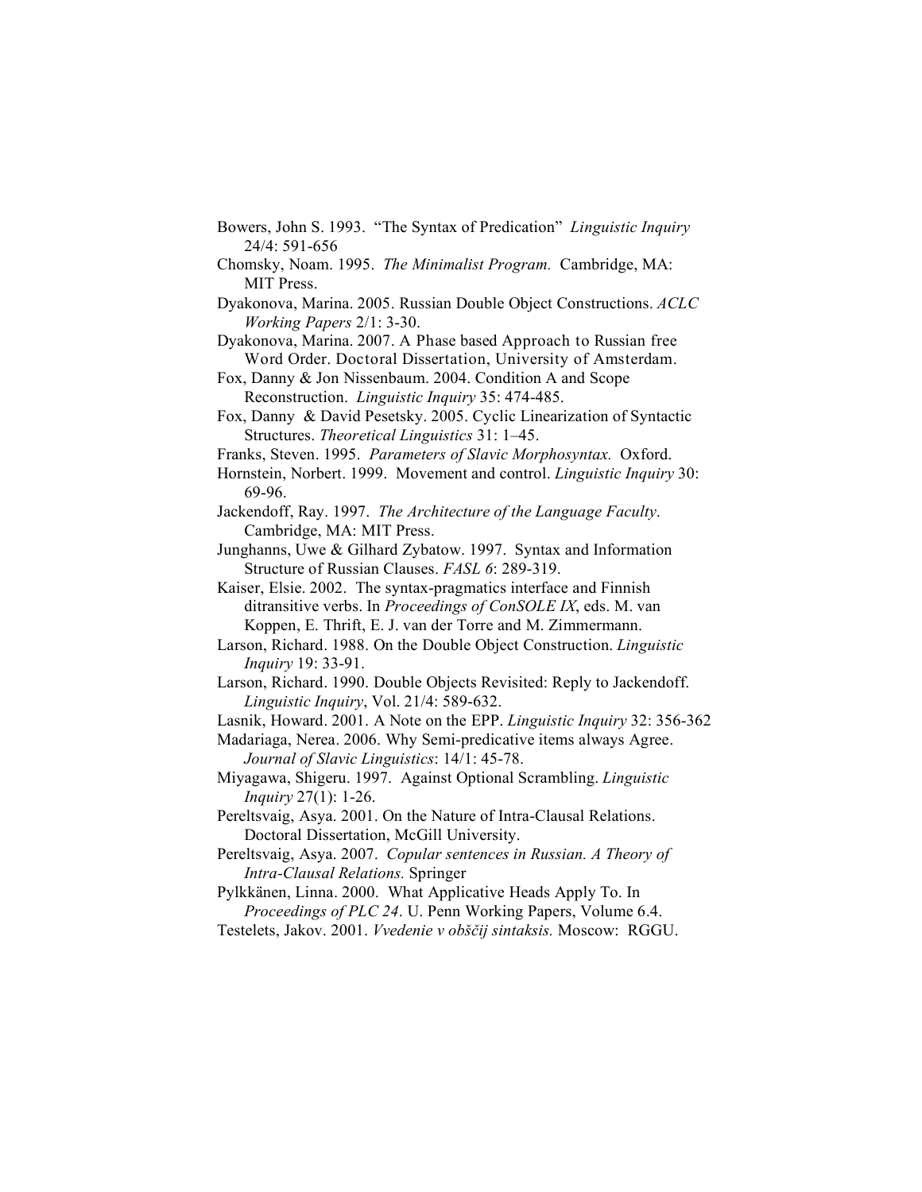Bowers, John S. 1993. "The Syntax of Predication" *Linguistic Inquiry* 24/4: 591-656

Chomsky, Noam. 1995. *The Minimalist Program.* Cambridge, MA: MIT Press.

Dyakonova, Marina. 2005. Russian Double Object Constructions. *ACLC Working Papers* 2/1: 3-30.

Dyakonova, Marina. 2007. A Phase based Approach to Russian free Word Order. Doctoral Dissertation, University of Amsterdam.

Fox, Danny & Jon Nissenbaum. 2004. Condition A and Scope Reconstruction. *Linguistic Inquiry* 35: 474-485.

Fox, Danny & David Pesetsky. 2005. Cyclic Linearization of Syntactic Structures. *Theoretical Linguistics* 31: 1–45.

Franks, Steven. 1995. *Parameters of Slavic Morphosyntax.* Oxford.

Hornstein, Norbert. 1999. Movement and control. *Linguistic Inquiry* 30: 69-96.

Jackendoff, Ray. 1997. *The Architecture of the Language Faculty*. Cambridge, MA: MIT Press.

Junghanns, Uwe & Gilhard Zybatow. 1997. Syntax and Information Structure of Russian Clauses. *FASL 6*: 289-319.

Kaiser, Elsie. 2002. The syntax-pragmatics interface and Finnish ditransitive verbs. In *Proceedings of ConSOLE IX*, eds. M. van Koppen, E. Thrift, E. J. van der Torre and M. Zimmermann.

Larson, Richard. 1988. On the Double Object Construction. *Linguistic Inquiry* 19: 33-91.

Larson, Richard. 1990. Double Objects Revisited: Reply to Jackendoff. *Linguistic Inquiry*, Vol. 21/4: 589-632.

Lasnik, Howard. 2001. A Note on the EPP. *Linguistic Inquiry* 32: 356-362

Madariaga, Nerea. 2006. Why Semi-predicative items always Agree. *Journal of Slavic Linguistics*: 14/1: 45-78.

Miyagawa, Shigeru. 1997. Against Optional Scrambling. *Linguistic Inquiry* 27(1): 1-26.

Pereltsvaig, Asya. 2001. On the Nature of Intra-Clausal Relations. Doctoral Dissertation, McGill University.

Pereltsvaig, Asya. 2007. *Copular sentences in Russian. A Theory of Intra-Clausal Relations.* Springer

Pylkkänen, Linna. 2000. What Applicative Heads Apply To. In *Proceedings of PLC 24*. U. Penn Working Papers, Volume 6.4.

Testelets, Jakov. 2001. *Vvedenie v obščij sintaksis.* Moscow: RGGU.